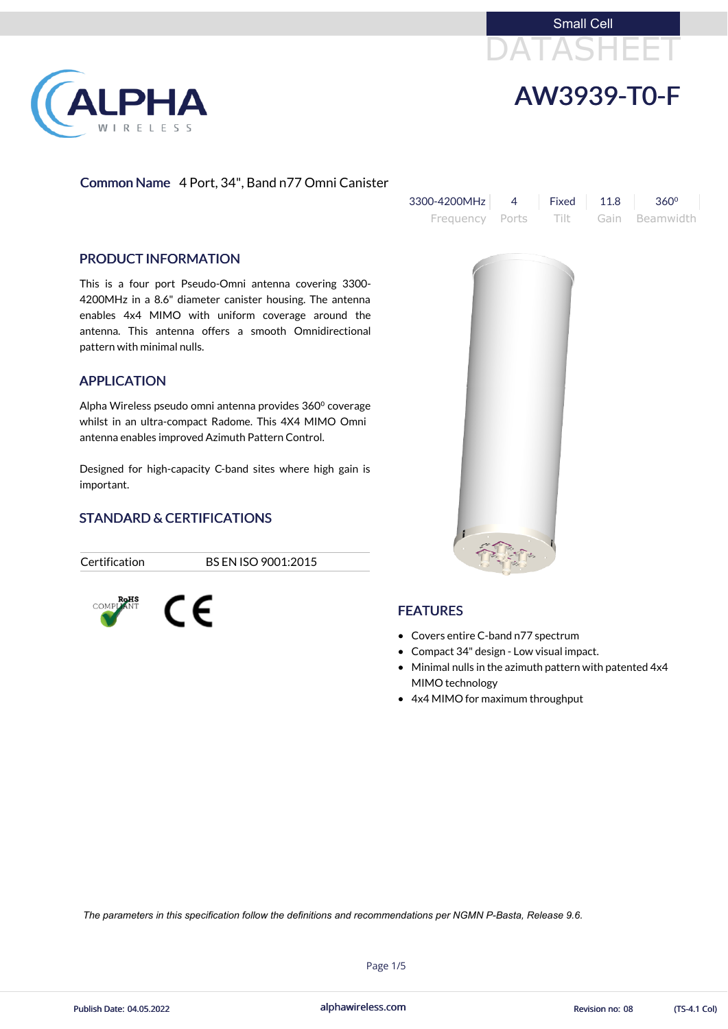Small Cell

DATASHEET

# AW3939-T0-F

**Common Name** 4 Port, 34", Band n77 Omni Canister

| 3300-4200MHz | 4 | Fixed | 11.8 | 360⁰ |
|---|---|---|---|---|
| Frequency | Ports | Tilt | Gain | Beamwidth |

## PRODUCT INFORMATION

This is a four port Pseudo-Omni antenna covering 3300-4200MHz in a 8.6" diameter canister housing. The antenna enables 4x4 MIMO with uniform coverage around the antenna. This antenna offers a smooth Omnidirectional pattern with minimal nulls.

## APPLICATION

Alpha Wireless pseudo omni antenna provides 360⁰ coverage whilst in an ultra-compact Radome. This 4X4 MIMO Omni antenna enables improved Azimuth Pattern Control.

Designed for high-capacity C-band sites where high gain is important.

## STANDARD & CERTIFICATIONS

| Certification | BS EN ISO 9001:2015 |
|---|---|

RoHS COMPLIANT CE

## FEATURES

- Covers entire C-band n77 spectrum
- Compact 34" design - Low visual impact.
- Minimal nulls in the azimuth pattern with patented 4x4 MIMO technology
- 4x4 MIMO for maximum throughput

*The parameters in this specification follow the definitions and recommendations per NGMN P-Basta, Release 9.6.*

Publish Date: 04.05.2022 alphawireless.com Revision no: 08 (TS-4.1 Col)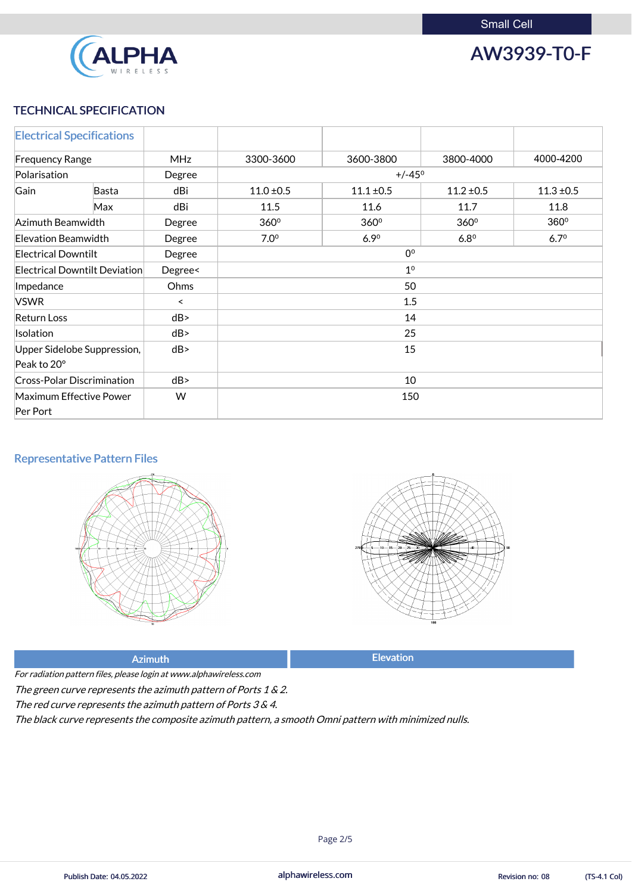Small Cell

# AW3939-T0-F

## TECHNICAL SPECIFICATION

| Electrical Specifications | | | | | | |
|---|---|---|---|---|---|---|
| Frequency Range | | MHz | 3300-3600 | 3600-3800 | 3800-4000 | 4000-4200 |
| Polarisation | | Degree | +/-45⁰ | | | |
| Gain | Basta | dBi | 11.0 ±0.5 | 11.1 ±0.5 | 11.2 ±0.5 | 11.3 ±0.5 |
| | Max | dBi | 11.5 | 11.6 | 11.7 | 11.8 |
| Azimuth Beamwidth | | Degree | 360⁰ | 360⁰ | 360⁰ | 360⁰ |
| Elevation Beamwidth | | Degree | 7.0⁰ | 6.9⁰ | 6.8⁰ | 6.7⁰ |
| Electrical Downtilt | | Degree | 0⁰ | | | |
| Electrical Downtilt Deviation | | Degree< | 1⁰ | | | |
| Impedance | | Ohms | 50 | | | |
| VSWR | | < | 1.5 | | | |
| Return Loss | | dB> | 14 | | | |
| Isolation | | dB> | 25 | | | |
| Upper Sidelobe Suppression, Peak to 20° | | dB> | 15 | | | |
| Cross-Polar Discrimination | | dB> | 10 | | | |
| Maximum Effective Power Per Port | | W | 150 | | | |

## Representative Pattern Files

| Azimuth | Elevation |
|---|---|

*For radiation pattern files, please login at www.alphawireless.com*

*The green curve represents the azimuth pattern of Ports 1 & 2.*

*The red curve represents the azimuth pattern of Ports 3 & 4.*

*The black curve represents the composite azimuth pattern, a smooth Omni pattern with minimized nulls.*

Publish Date: 04.05.2022 alphawireless.com Revision no: 08 (TS-4.1 Col)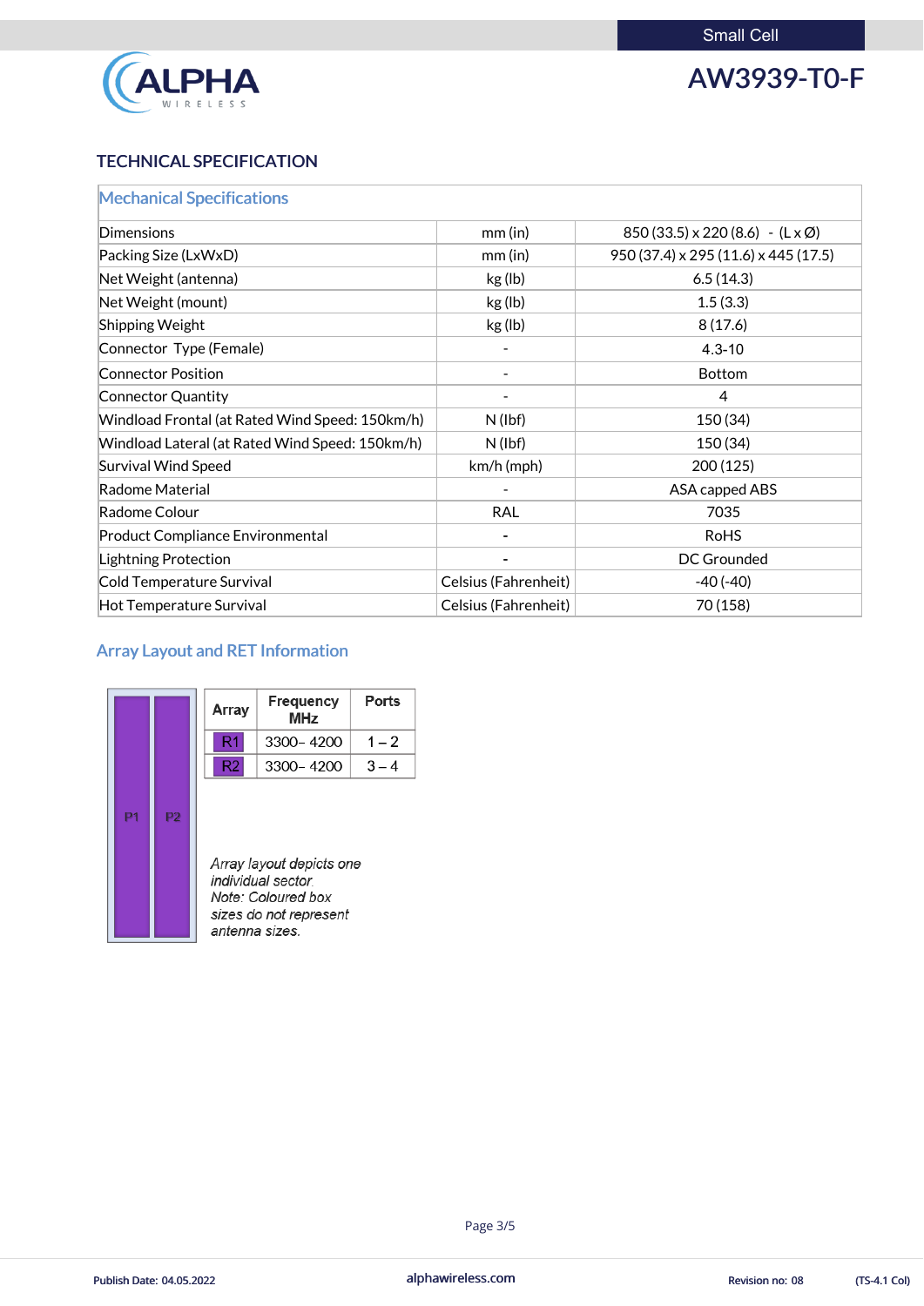# TECHNICAL SPECIFICATION

## Mechanical Specifications

| Mechanical Specifications | | |
|---|---|---|
| Dimensions | mm (in) | 850 (33.5) x 220 (8.6) - (L x Ø) |
| Packing Size (LxWxD) | mm (in) | 950 (37.4) x 295 (11.6) x 445 (17.5) |
| Net Weight (antenna) | kg (lb) | 6.5 (14.3) |
| Net Weight (mount) | kg (lb) | 1.5 (3.3) |
| Shipping Weight | kg (lb) | 8 (17.6) |
| Connector Type (Female) | - | 4.3-10 |
| Connector Position | - | Bottom |
| Connector Quantity | - | 4 |
| Windload Frontal (at Rated Wind Speed: 150km/h) | N (lbf) | 150 (34) |
| Windload Lateral (at Rated Wind Speed: 150km/h) | N (lbf) | 150 (34) |
| Survival Wind Speed | km/h (mph) | 200 (125) |
| Radome Material | - | ASA capped ABS |
| Radome Colour | RAL | 7035 |
| Product Compliance Environmental | - | RoHS |
| Lightning Protection | - | DC Grounded |
| Cold Temperature Survival | Celsius (Fahrenheit) | -40 (-40) |
| Hot Temperature Survival | Celsius (Fahrenheit) | 70 (158) |

## Array Layout and RET Information

P1 P2

| Array | Frequency MHz | Ports |
|---|---|---|
| R1 | 3300– 4200 | 1 – 2 |
| R2 | 3300– 4200 | 3 – 4 |

*Array layout depicts one individual sector.*
*Note: Coloured box sizes do not represent antenna sizes.*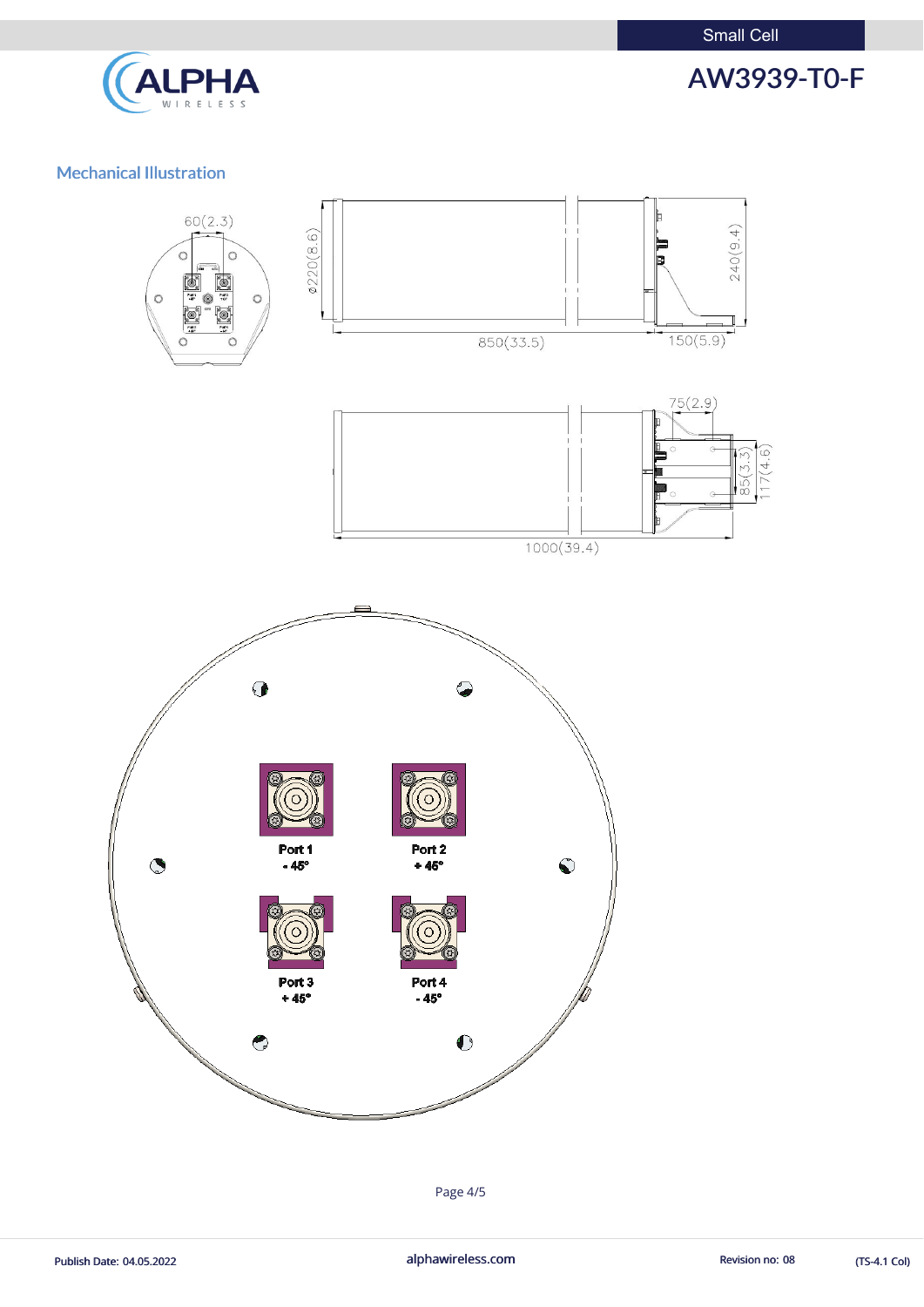## Mechanical Illustration

60(2.3)

Ø220(8.6)

240(9.4)

850(33.5)

150(5.9)

75(2.9)

85(3.3)

117(4.6)

1000(39.4)

Port 1
- 45°

Port 2
+ 45°

Port 3
+ 45°

Port 4
- 45°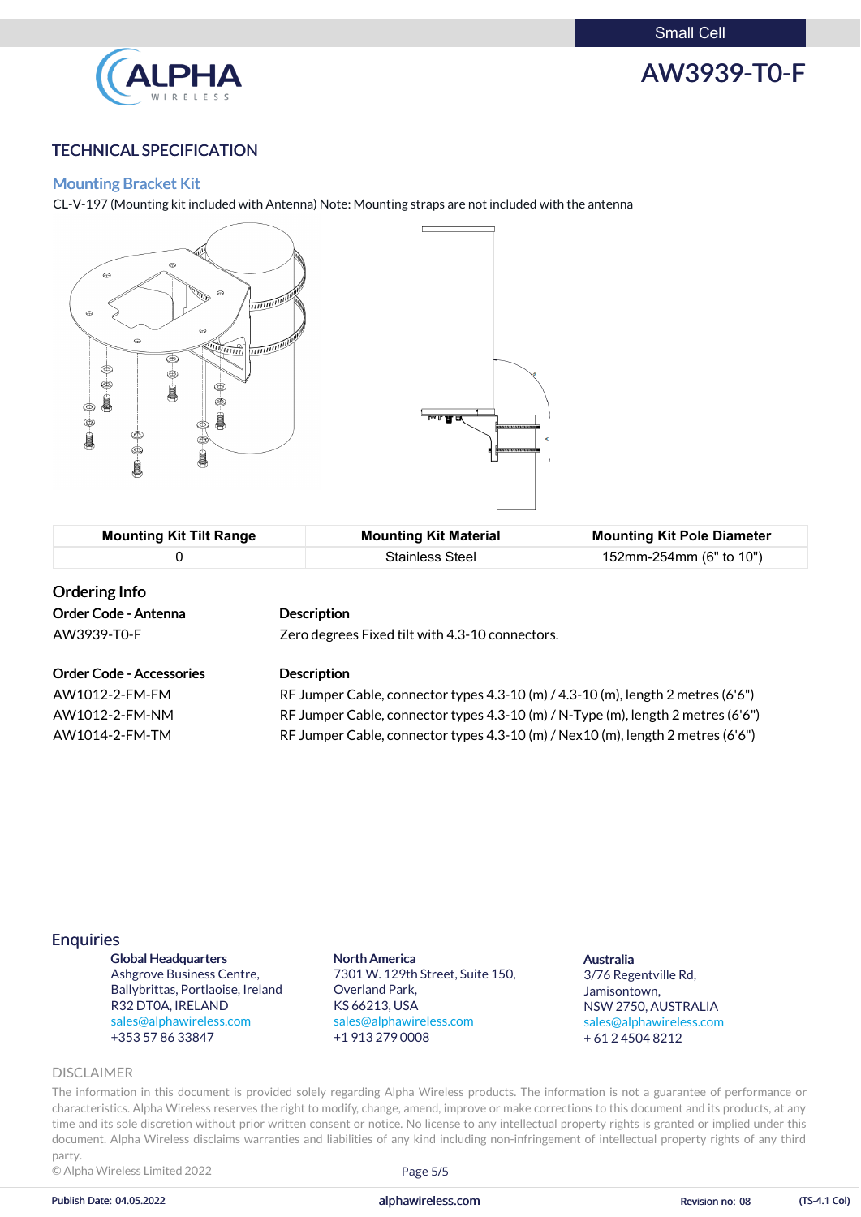Small Cell

# AW3939-T0-F

## TECHNICAL SPECIFICATION

### Mounting Bracket Kit

CL-V-197 (Mounting kit included with Antenna) Note: Mounting straps are not included with the antenna

| Mounting Kit Tilt Range | Mounting Kit Material | Mounting Kit Pole Diameter |
|---|---|---|
| 0 | Stainless Steel | 152mm-254mm (6" to 10") |

## Ordering Info

| Order Code - Antenna | Description |
|---|---|
| AW3939-T0-F | Zero degrees Fixed tilt with 4.3-10 connectors. |

| Order Code - Accessories | Description |
|---|---|
| AW1012-2-FM-FM | RF Jumper Cable, connector types 4.3-10 (m) / 4.3-10 (m), length 2 metres (6'6") |
| AW1012-2-FM-NM | RF Jumper Cable, connector types 4.3-10 (m) / N-Type (m), length 2 metres (6'6") |
| AW1014-2-FM-TM | RF Jumper Cable, connector types 4.3-10 (m) / Nex10 (m), length 2 metres (6'6") |

## Enquiries

**Global Headquarters**
Ashgrove Business Centre,
Ballybrittas, Portlaoise, Ireland
R32 DT0A, IRELAND
sales@alphawireless.com
+353 57 86 33847

**North America**
7301 W. 129th Street, Suite 150,
Overland Park,
KS 66213, USA
sales@alphawireless.com
+1 913 279 0008

**Australia**
3/76 Regentville Rd,
Jamisontown,
NSW 2750, AUSTRALIA
sales@alphawireless.com
+ 61 2 4504 8212

DISCLAIMER

The information in this document is provided solely regarding Alpha Wireless products. The information is not a guarantee of performance or characteristics. Alpha Wireless reserves the right to modify, change, amend, improve or make corrections to this document and its products, at any time and its sole discretion without prior written consent or notice. No license to any intellectual property rights is granted or implied under this document. Alpha Wireless disclaims warranties and liabilities of any kind including non-infringement of intellectual property rights of any third party.

© Alpha Wireless Limited 2022

Publish Date: 04.05.2022 | alphawireless.com | Revision no: 08 | (TS-4.1 Col)